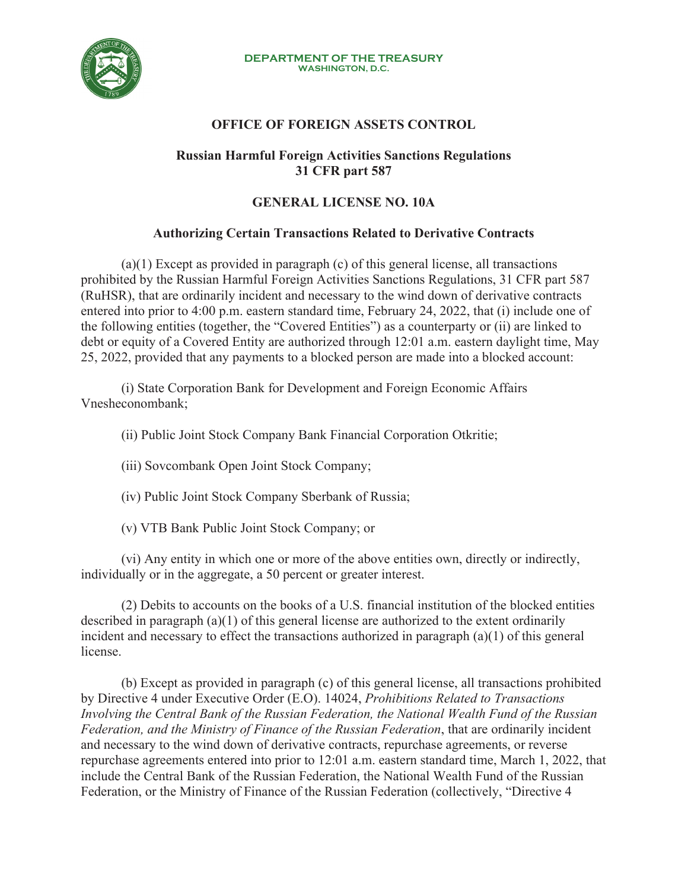**DEPARTMENT OF THE TREASURY**
**WASHINGTON, D.C.**

## OFFICE OF FOREIGN ASSETS CONTROL

### Russian Harmful Foreign Activities Sanctions Regulations 31 CFR part 587

### GENERAL LICENSE NO. 10A

### Authorizing Certain Transactions Related to Derivative Contracts

(a)(1) Except as provided in paragraph (c) of this general license, all transactions prohibited by the Russian Harmful Foreign Activities Sanctions Regulations, 31 CFR part 587 (RuHSR), that are ordinarily incident and necessary to the wind down of derivative contracts entered into prior to 4:00 p.m. eastern standard time, February 24, 2022, that (i) include one of the following entities (together, the "Covered Entities") as a counterparty or (ii) are linked to debt or equity of a Covered Entity are authorized through 12:01 a.m. eastern daylight time, May 25, 2022, provided that any payments to a blocked person are made into a blocked account:

(i) State Corporation Bank for Development and Foreign Economic Affairs Vnesheconombank;

(ii) Public Joint Stock Company Bank Financial Corporation Otkritie;

(iii) Sovcombank Open Joint Stock Company;

(iv) Public Joint Stock Company Sberbank of Russia;

(v) VTB Bank Public Joint Stock Company; or

(vi) Any entity in which one or more of the above entities own, directly or indirectly, individually or in the aggregate, a 50 percent or greater interest.

(2) Debits to accounts on the books of a U.S. financial institution of the blocked entities described in paragraph (a)(1) of this general license are authorized to the extent ordinarily incident and necessary to effect the transactions authorized in paragraph (a)(1) of this general license.

(b) Except as provided in paragraph (c) of this general license, all transactions prohibited by Directive 4 under Executive Order (E.O). 14024, *Prohibitions Related to Transactions Involving the Central Bank of the Russian Federation, the National Wealth Fund of the Russian Federation, and the Ministry of Finance of the Russian Federation*, that are ordinarily incident and necessary to the wind down of derivative contracts, repurchase agreements, or reverse repurchase agreements entered into prior to 12:01 a.m. eastern standard time, March 1, 2022, that include the Central Bank of the Russian Federation, the National Wealth Fund of the Russian Federation, or the Ministry of Finance of the Russian Federation (collectively, "Directive 4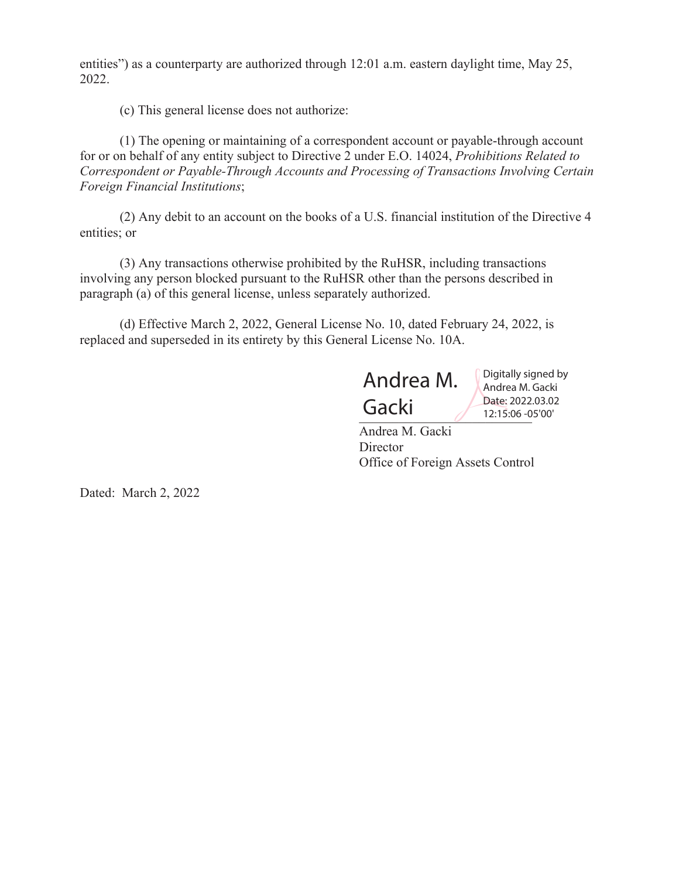entities") as a counterparty are authorized through 12:01 a.m. eastern daylight time, May 25, 2022.

(c) This general license does not authorize:

(1) The opening or maintaining of a correspondent account or payable-through account for or on behalf of any entity subject to Directive 2 under E.O. 14024, *Prohibitions Related to Correspondent or Payable-Through Accounts and Processing of Transactions Involving Certain Foreign Financial Institutions*;

(2) Any debit to an account on the books of a U.S. financial institution of the Directive 4 entities; or

(3) Any transactions otherwise prohibited by the RuHSR, including transactions involving any person blocked pursuant to the RuHSR other than the persons described in paragraph (a) of this general license, unless separately authorized.

(d) Effective March 2, 2022, General License No. 10, dated February 24, 2022, is replaced and superseded in its entirety by this General License No. 10A.

Andrea M. Gacki
Digitally signed by Andrea M. Gacki
Date: 2022.03.02 12:15:06 -05'00'

Andrea M. Gacki
Director
Office of Foreign Assets Control

Dated: March 2, 2022